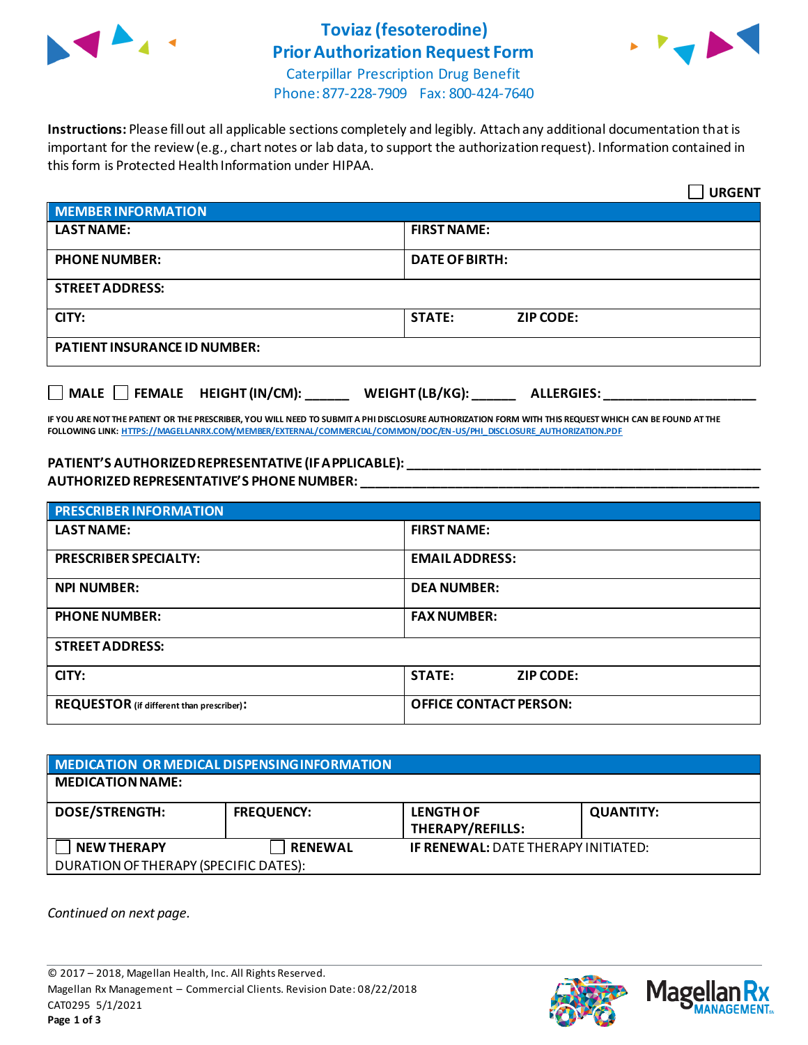# Toviaz (fesoterodine)
## Prior Authorization Request Form

Caterpillar Prescription Drug Benefit
Phone: 877-228-7909 Fax: 800-424-7640

**Instructions:** Please fill out all applicable sections completely and legibly. Attach any additional documentation that is important for the review (e.g., chart notes or lab data, to support the authorization request). Information contained in this form is Protected Health Information under HIPAA.

☐ **URGENT**

| MEMBER INFORMATION | |
|---|---|
| **LAST NAME:** | **FIRST NAME:** |
| **PHONE NUMBER:** | **DATE OF BIRTH:** |
| **STREET ADDRESS:** | |
| **CITY:** | **STATE:** **ZIP CODE:** |
| **PATIENT INSURANCE ID NUMBER:** | |

☐ **MALE** ☐ **FEMALE** **HEIGHT (IN/CM):** ______ **WEIGHT (LB/KG):** ______ **ALLERGIES:** ____________________

**IF YOU ARE NOT THE PATIENT OR THE PRESCRIBER, YOU WILL NEED TO SUBMIT A PHI DISCLOSURE AUTHORIZATION FORM WITH THIS REQUEST WHICH CAN BE FOUND AT THE FOLLOWING LINK:** HTTPS://MAGELLANRX.COM/MEMBER/EXTERNAL/COMMERCIAL/COMMON/DOC/EN-US/PHI_DISCLOSURE_AUTHORIZATION.PDF

**PATIENT'S AUTHORIZED REPRESENTATIVE (IF APPLICABLE):** ____________________________________________
**AUTHORIZED REPRESENTATIVE'S PHONE NUMBER:** ____________________________________________

| PRESCRIBER INFORMATION | |
|---|---|
| **LAST NAME:** | **FIRST NAME:** |
| **PRESCRIBER SPECIALTY:** | **EMAIL ADDRESS:** |
| **NPI NUMBER:** | **DEA NUMBER:** |
| **PHONE NUMBER:** | **FAX NUMBER:** |
| **STREET ADDRESS:** | |
| **CITY:** | **STATE:** **ZIP CODE:** |
| **REQUESTOR** (if different than prescriber)**:** | **OFFICE CONTACT PERSON:** |

| MEDICATION OR MEDICAL DISPENSING INFORMATION | | | |
|---|---|---|---|
| **MEDICATION NAME:** | | | |
| **DOSE/STRENGTH:** | **FREQUENCY:** | **LENGTH OF THERAPY/REFILLS:** | **QUANTITY:** |
| ☐ **NEW THERAPY** | ☐ **RENEWAL** | **IF RENEWAL:** DATE THERAPY INITIATED: | |
| DURATION OF THERAPY (SPECIFIC DATES): | | | |

*Continued on next page.*

© 2017 – 2018, Magellan Health, Inc. All Rights Reserved.
Magellan Rx Management – Commercial Clients. Revision Date: 08/22/2018
CAT0295 5/1/2021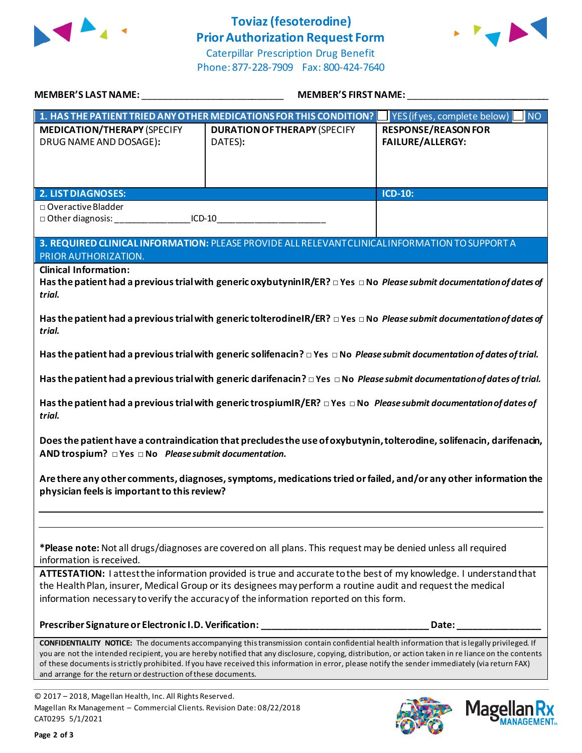# Toviaz (fesoterodine)
## Prior Authorization Request Form

Caterpillar Prescription Drug Benefit
Phone: 877-228-7909 Fax: 800-424-7640

**MEMBER'S LAST NAME:** ___________________________ **MEMBER'S FIRST NAME:** ___________________________

| **1. HAS THE PATIENT TRIED ANY OTHER MEDICATIONS FOR THIS CONDITION?** | | ☐ YES (if yes, complete below) ☐ NO |
|---|---|---|
| **MEDICATION/THERAPY** (SPECIFY DRUG NAME AND DOSAGE): | **DURATION OF THERAPY** (SPECIFY DATES): | **RESPONSE/REASON FOR FAILURE/ALLERGY:** |
| | | |

| **2. LIST DIAGNOSES:** | **ICD-10:** |
|---|---|
| □ Overactive Bladder<br>□ Other diagnosis: _______________ICD-10______________________ | |

**3. REQUIRED CLINICAL INFORMATION:** PLEASE PROVIDE ALL RELEVANT CLINICAL INFORMATION TO SUPPORT A PRIOR AUTHORIZATION.

**Clinical Information:**

**Has the patient had a previous trial with generic oxybutynin IR/ER?** □ **Yes** □ **No** *Please submit documentation of dates of trial.*

**Has the patient had a previous trial with generic tolterodine IR/ER?** □ **Yes** □ **No** *Please submit documentation of dates of trial.*

**Has the patient had a previous trial with generic solifenacin?** □ **Yes** □ **No** *Please submit documentation of dates of trial.*

**Has the patient had a previous trial with generic darifenacin?** □ **Yes** □ **No** *Please submit documentation of dates of trial.*

**Has the patient had a previous trial with generic trospium IR/ER?** □ **Yes** □ **No** *Please submit documentation of dates of trial.*

**Does the patient have a contraindication that precludes the use of oxybutynin, tolterodine, solifenacin, darifenacin, AND trospium?** □ **Yes** □ **No** *Please submit documentation.*

**Are there any other comments, diagnoses, symptoms, medications tried or failed, and/or any other information the physician feels is important to this review?**

_____________________________________________________________________________

_____________________________________________________________________________

**\*Please note:** Not all drugs/diagnoses are covered on all plans. This request may be denied unless all required information is received.

**ATTESTATION:** I attest the information provided is true and accurate to the best of my knowledge. I understand that the Health Plan, insurer, Medical Group or its designees may perform a routine audit and request the medical information necessary to verify the accuracy of the information reported on this form.

**Prescriber Signature or Electronic I.D. Verification:** _________________________________ **Date:** ________________

**CONFIDENTIALITY NOTICE:** The documents accompanying this transmission contain confidential health information that is legally privileged. If you are not the intended recipient, you are hereby notified that any disclosure, copying, distribution, or action taken in reliance on the contents of these documents is strictly prohibited. If you have received this information in error, please notify the sender immediately (via return FAX) and arrange for the return or destruction of these documents.

© 2017 – 2018, Magellan Health, Inc. All Rights Reserved.
Magellan Rx Management – Commercial Clients. Revision Date: 08/22/2018
CAT0295 5/1/2021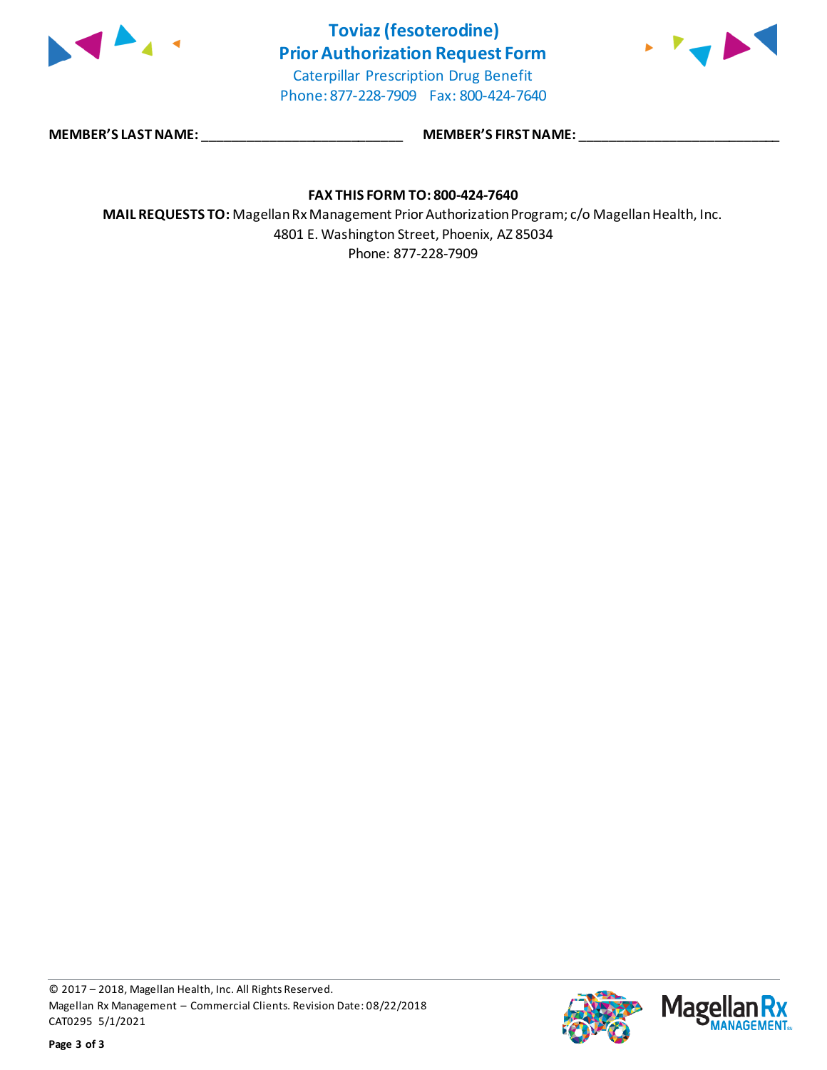**MEMBER'S LAST NAME:** ___________________________ **MEMBER'S FIRST NAME:** ___________________________

**FAX THIS FORM TO: 800-424-7640**

**MAIL REQUESTS TO:** Magellan Rx Management Prior Authorization Program; c/o Magellan Health, Inc.
4801 E. Washington Street, Phoenix, AZ 85034
Phone: 877-228-7909